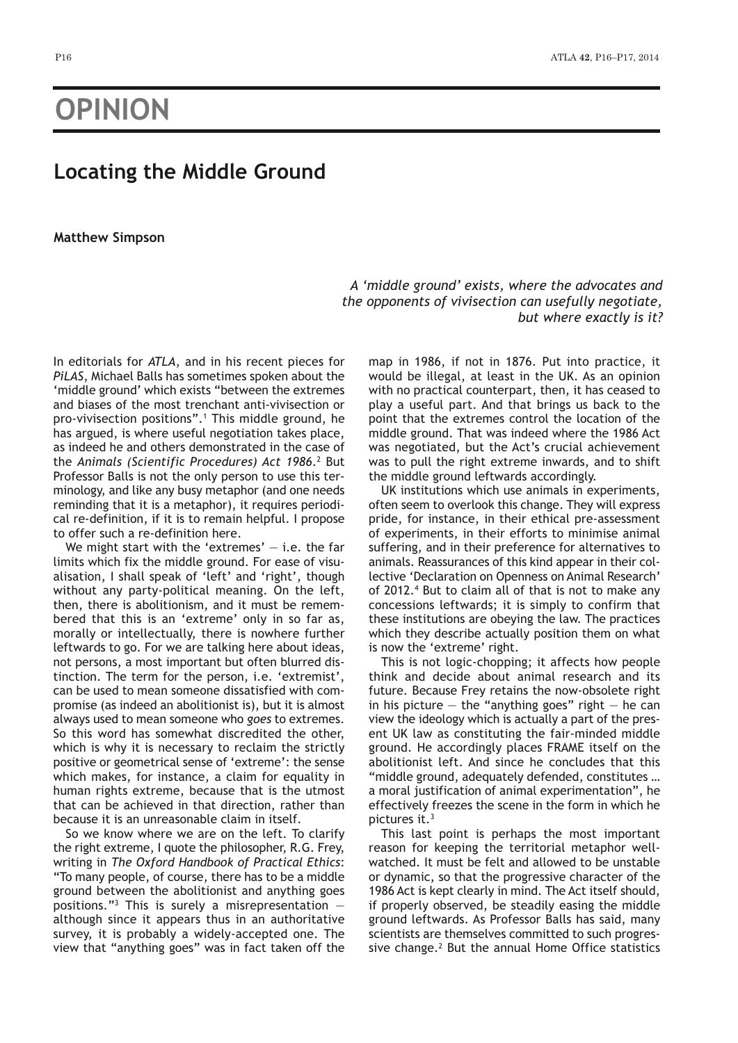# OPINION

## Locating the Middle Ground

**Matthew Simpson**

*A 'middle ground' exists, where the advocates and the opponents of vivisection can usefully negotiate, but where exactly is it?*

In editorials for *ATLA*, and in his recent pieces for *PiLAS*, Michael Balls has sometimes spoken about the 'middle ground' which exists "between the extremes and biases of the most trenchant anti-vivisection or pro-vivisection positions".[1] This middle ground, he has argued, is where useful negotiation takes place, as indeed he and others demonstrated in the case of the *Animals (Scientific Procedures) Act 1986*.[2] But Professor Balls is not the only person to use this terminology, and like any busy metaphor (and one needs reminding that it is a metaphor), it requires periodical re-definition, if it is to remain helpful. I propose to offer such a re-definition here.

We might start with the 'extremes' — i.e. the far limits which fix the middle ground. For ease of visualisation, I shall speak of 'left' and 'right', though without any party-political meaning. On the left, then, there is abolitionism, and it must be remembered that this is an 'extreme' only in so far as, morally or intellectually, there is nowhere further leftwards to go. For we are talking here about ideas, not persons, a most important but often blurred distinction. The term for the person, i.e. 'extremist', can be used to mean someone dissatisfied with compromise (as indeed an abolitionist is), but it is almost always used to mean someone who *goes* to extremes. So this word has somewhat discredited the other, which is why it is necessary to reclaim the strictly positive or geometrical sense of 'extreme': the sense which makes, for instance, a claim for equality in human rights extreme, because that is the utmost that can be achieved in that direction, rather than because it is an unreasonable claim in itself.

So we know where we are on the left. To clarify the right extreme, I quote the philosopher, R.G. Frey, writing in *The Oxford Handbook of Practical Ethics*: "To many people, of course, there has to be a middle ground between the abolitionist and anything goes positions."[3] This is surely a misrepresentation — although since it appears thus in an authoritative survey, it is probably a widely-accepted one. The view that "anything goes" was in fact taken off the map in 1986, if not in 1876. Put into practice, it would be illegal, at least in the UK. As an opinion with no practical counterpart, then, it has ceased to play a useful part. And that brings us back to the point that the extremes control the location of the middle ground. That was indeed where the 1986 Act was negotiated, but the Act's crucial achievement was to pull the right extreme inwards, and to shift the middle ground leftwards accordingly.

UK institutions which use animals in experiments, often seem to overlook this change. They will express pride, for instance, in their ethical pre-assessment of experiments, in their efforts to minimise animal suffering, and in their preference for alternatives to animals. Reassurances of this kind appear in their collective 'Declaration on Openness on Animal Research' of 2012.[4] But to claim all of that is not to make any concessions leftwards; it is simply to confirm that these institutions are obeying the law. The practices which they describe actually position them on what is now the 'extreme' right.

This is not logic-chopping; it affects how people think and decide about animal research and its future. Because Frey retains the now-obsolete right in his picture — the "anything goes" right — he can view the ideology which is actually a part of the present UK law as constituting the fair-minded middle ground. He accordingly places FRAME itself on the abolitionist left. And since he concludes that this "middle ground, adequately defended, constitutes … a moral justification of animal experimentation", he effectively freezes the scene in the form in which he pictures it.[3]

This last point is perhaps the most important reason for keeping the territorial metaphor well-watched. It must be felt and allowed to be unstable or dynamic, so that the progressive character of the 1986 Act is kept clearly in mind. The Act itself should, if properly observed, be steadily easing the middle ground leftwards. As Professor Balls has said, many scientists are themselves committed to such progressive change.[2] But the annual Home Office statistics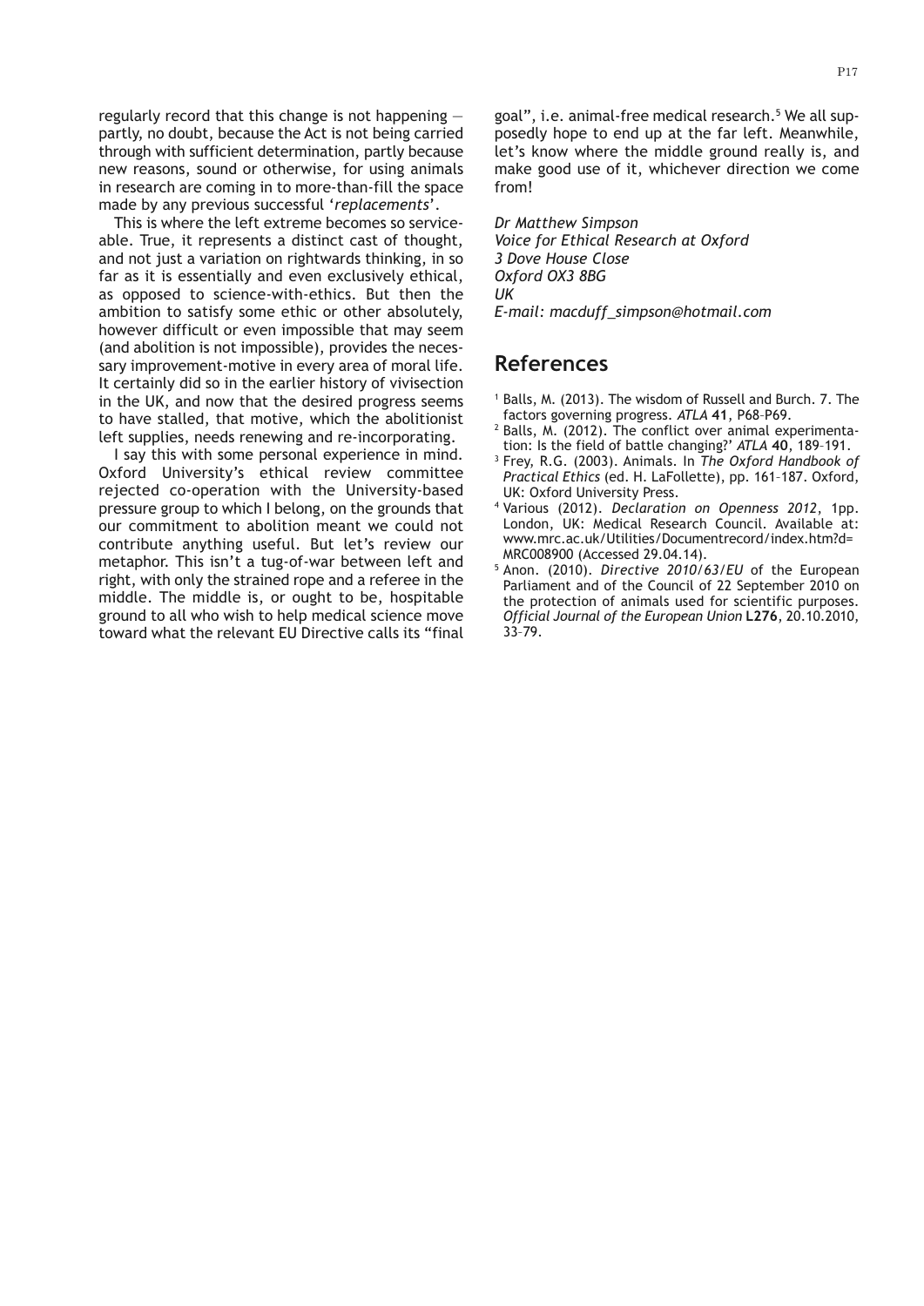regularly record that this change is not happening — partly, no doubt, because the Act is not being carried through with sufficient determination, partly because new reasons, sound or otherwise, for using animals in research are coming in to more-than-fill the space made by any previous successful '*replacements*'.

This is where the left extreme becomes so serviceable. True, it represents a distinct cast of thought, and not just a variation on rightwards thinking, in so far as it is essentially and even exclusively ethical, as opposed to science-with-ethics. But then the ambition to satisfy some ethic or other absolutely, however difficult or even impossible that may seem (and abolition is not impossible), provides the necessary improvement-motive in every area of moral life. It certainly did so in the earlier history of vivisection in the UK, and now that the desired progress seems to have stalled, that motive, which the abolitionist left supplies, needs renewing and re-incorporating.

I say this with some personal experience in mind. Oxford University's ethical review committee rejected co-operation with the University-based pressure group to which I belong, on the grounds that our commitment to abolition meant we could not contribute anything useful. But let's review our metaphor. This isn't a tug-of-war between left and right, with only the strained rope and a referee in the middle. The middle is, or ought to be, hospitable ground to all who wish to help medical science move toward what the relevant EU Directive calls its "final goal", i.e. animal-free medical research.[5] We all supposedly hope to end up at the far left. Meanwhile, let's know where the middle ground really is, and make good use of it, whichever direction we come from!

*Dr Matthew Simpson*
*Voice for Ethical Research at Oxford*
*3 Dove House Close*
*Oxford OX3 8BG*
*UK*
*E-mail: macduff_simpson@hotmail.com*

## References

1. Balls, M. (2013). The wisdom of Russell and Burch. 7. The factors governing progress. *ATLA* **41**, P68–P69.
2. Balls, M. (2012). The conflict over animal experimentation: Is the field of battle changing?' *ATLA* **40**, 189–191.
3. Frey, R.G. (2003). Animals. In *The Oxford Handbook of Practical Ethics* (ed. H. LaFollette), pp. 161–187. Oxford, UK: Oxford University Press.
4. Various (2012). *Declaration on Openness 2012*, 1pp. London, UK: Medical Research Council. Available at: www.mrc.ac.uk/Utilities/Documentrecord/index.htm?d=MRC008900 (Accessed 29.04.14).
5. Anon. (2010). *Directive 2010/63/EU* of the European Parliament and of the Council of 22 September 2010 on the protection of animals used for scientific purposes. *Official Journal of the European Union* **L276**, 20.10.2010, 33–79.